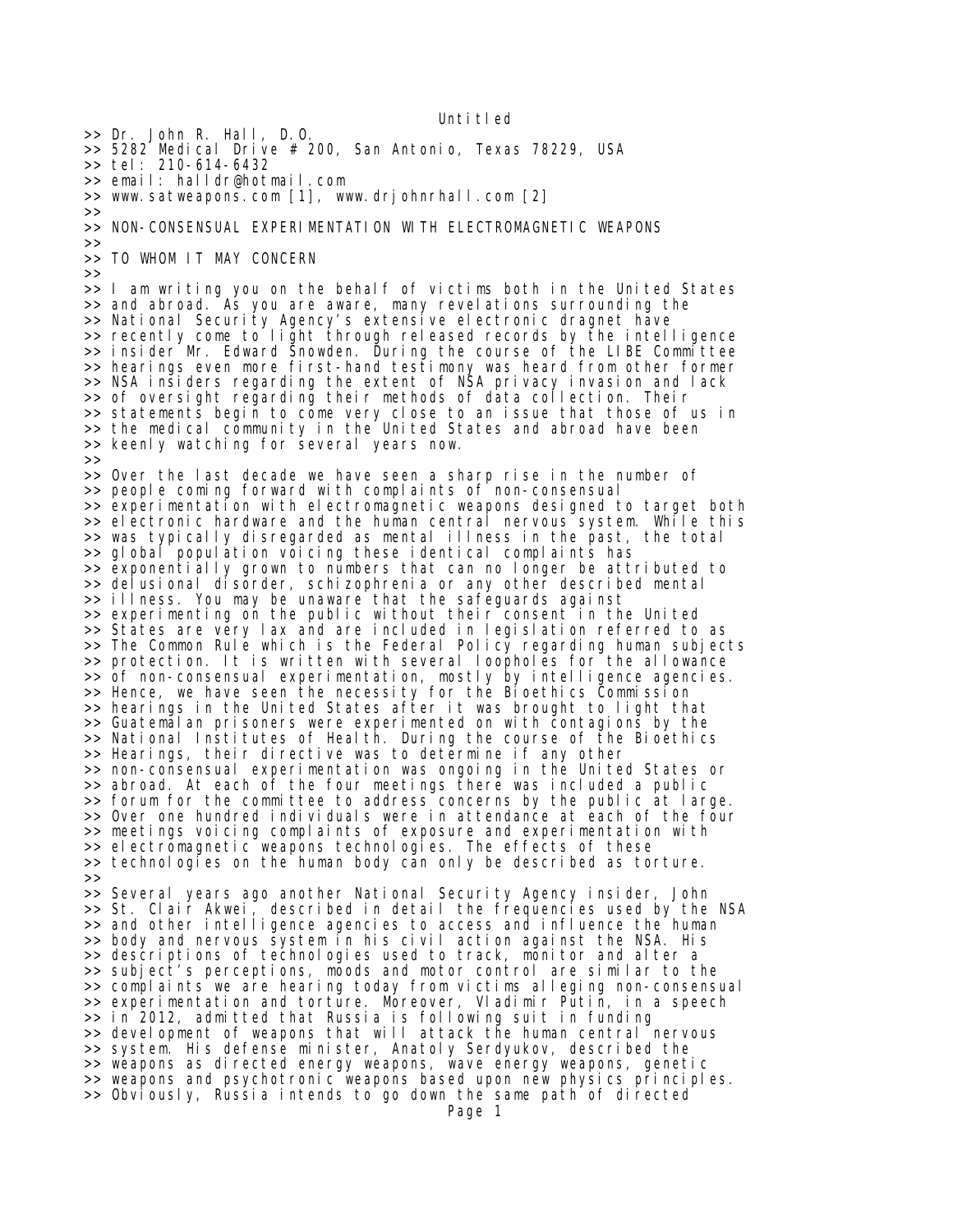>> Dr. John R. Hall, D.O.
>> 5282 Medical Drive # 200, San Antonio, Texas 78229, USA
>> tel: 210-614-6432
>> email: halldr@hotmail.com
>> www.satweapons.com [1], www.drjohnrhall.com [2]
>>
>> NON-CONSENSUAL EXPERIMENTATION WITH ELECTROMAGNETIC WEAPONS
>>
>> TO WHOM IT MAY CONCERN
>>
>> I am writing you on the behalf of victims both in the United States
>> and abroad. As you are aware, many revelations surrounding the
>> National Security Agency's extensive electronic dragnet have
>> recently come to light through released records by the intelligence
>> insider Mr. Edward Snowden. During the course of the LIBE Committee
>> hearings even more first-hand testimony was heard from other former
>> NSA insiders regarding the extent of NSA privacy invasion and lack
>> of oversight regarding their methods of data collection. Their
>> statements begin to come very close to an issue that those of us in
>> the medical community in the United States and abroad have been
>> keenly watching for several years now.
>>
>> Over the last decade we have seen a sharp rise in the number of
>> people coming forward with complaints of non-consensual
>> experimentation with electromagnetic weapons designed to target both
>> electronic hardware and the human central nervous system. While this
>> was typically disregarded as mental illness in the past, the total
>> global population voicing these identical complaints has
>> exponentially grown to numbers that can no longer be attributed to
>> delusional disorder, schizophrenia or any other described mental
>> illness. You may be unaware that the safeguards against
>> experimenting on the public without their consent in the United
>> States are very lax and are included in legislation referred to as
>> The Common Rule which is the Federal Policy regarding human subjects
>> protection. It is written with several loopholes for the allowance
>> of non-consensual experimentation, mostly by intelligence agencies.
>> Hence, we have seen the necessity for the Bioethics Commission
>> hearings in the United States after it was brought to light that
>> Guatemalan prisoners were experimented on with contagions by the
>> National Institutes of Health. During the course of the Bioethics
>> Hearings, their directive was to determine if any other
>> non-consensual experimentation was ongoing in the United States or
>> abroad. At each of the four meetings there was included a public
>> forum for the committee to address concerns by the public at large.
>> Over one hundred individuals were in attendance at each of the four
>> meetings voicing complaints of exposure and experimentation with
>> electromagnetic weapons technologies. The effects of these
>> technologies on the human body can only be described as torture.
>>
>> Several years ago another National Security Agency insider, John
>> St. Clair Akwei, described in detail the frequencies used by the NSA
>> and other intelligence agencies to access and influence the human
>> body and nervous system in his civil action against the NSA. His
>> descriptions of technologies used to track, monitor and alter a
>> subject's perceptions, moods and motor control are similar to the
>> complaints we are hearing today from victims alleging non-consensual
>> experimentation and torture. Moreover, Vladimir Putin, in a speech
>> in 2012, admitted that Russia is following suit in funding
>> development of weapons that will attack the human central nervous
>> system. His defense minister, Anatoly Serdyukov, described the
>> weapons as directed energy weapons, wave energy weapons, genetic
>> weapons and psychotronic weapons based upon new physics principles.
>> Obviously, Russia intends to go down the same path of directed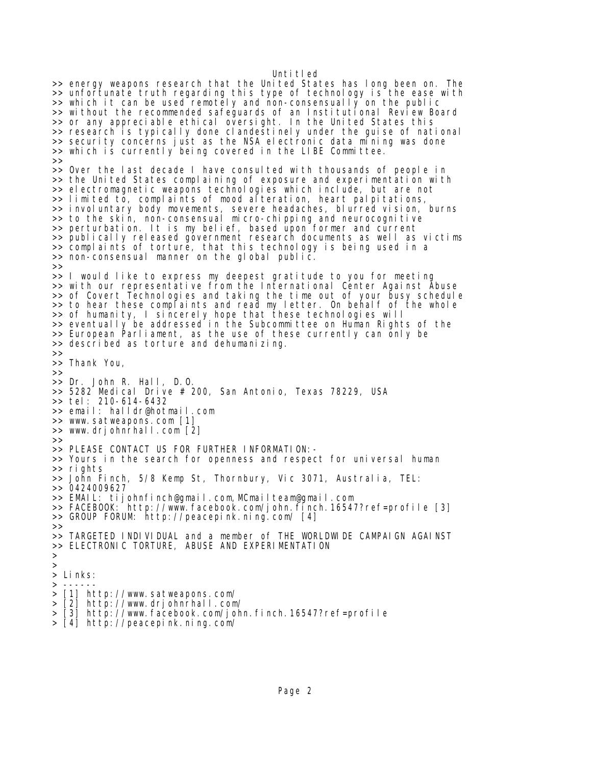>> energy weapons research that the United States has long been on. The
>> unfortunate truth regarding this type of technology is the ease with
>> which it can be used remotely and non-consensually on the public
>> without the recommended safeguards of an Institutional Review Board
>> or any appreciable ethical oversight. In the United States this
>> research is typically done clandestinely under the guise of national
>> security concerns just as the NSA electronic data mining was done
>> which is currently being covered in the LIBE Committee.
>>
>> Over the last decade I have consulted with thousands of people in
>> the United States complaining of exposure and experimentation with
>> electromagnetic weapons technologies which include, but are not
>> limited to, complaints of mood alteration, heart palpitations,
>> involuntary body movements, severe headaches, blurred vision, burns
>> to the skin, non-consensual micro-chipping and neurocognitive
>> perturbation. It is my belief, based upon former and current
>> publically released government research documents as well as victims
>> complaints of torture, that this technology is being used in a
>> non-consensual manner on the global public.
>>
>> I would like to express my deepest gratitude to you for meeting
>> with our representative from the International Center Against Abuse
>> of Covert Technologies and taking the time out of your busy schedule
>> to hear these complaints and read my letter. On behalf of the whole
>> of humanity, I sincerely hope that these technologies will
>> eventually be addressed in the Subcommittee on Human Rights of the
>> European Parliament, as the use of these currently can only be
>> described as torture and dehumanizing.
>>
>> Thank You,
>>
>> Dr. John R. Hall, D.O.
>> 5282 Medical Drive # 200, San Antonio, Texas 78229, USA
>> tel: 210-614-6432
>> email: halldr@hotmail.com
>> www.satweapons.com [1]
>> www.drjohnrhall.com [2]
>>
>> PLEASE CONTACT US FOR FURTHER INFORMATION:-
>> Yours in the search for openness and respect for universal human
>> rights
>> John Finch, 5/8 Kemp St, Thornbury, Vic 3071, Australia, TEL:
>> 0424009627
>> EMAIL: tijohnfinch@gmail.com, MCmailteam@gmail.com
>> FACEBOOK: http://www.facebook.com/john.finch.16547?ref=profile [3]
>> GROUP FORUM: http://peacepink.ning.com/ [4]
>>
>> TARGETED INDIVIDUAL and a member of THE WORLDWIDE CAMPAIGN AGAINST
>> ELECTRONIC TORTURE, ABUSE AND EXPERIMENTATION
>
>
> Links:
> ------
> [1] http://www.satweapons.com/
> [2] http://www.drjohnrhall.com/
> [3] http://www.facebook.com/john.finch.16547?ref=profile
> [4] http://peacepink.ning.com/